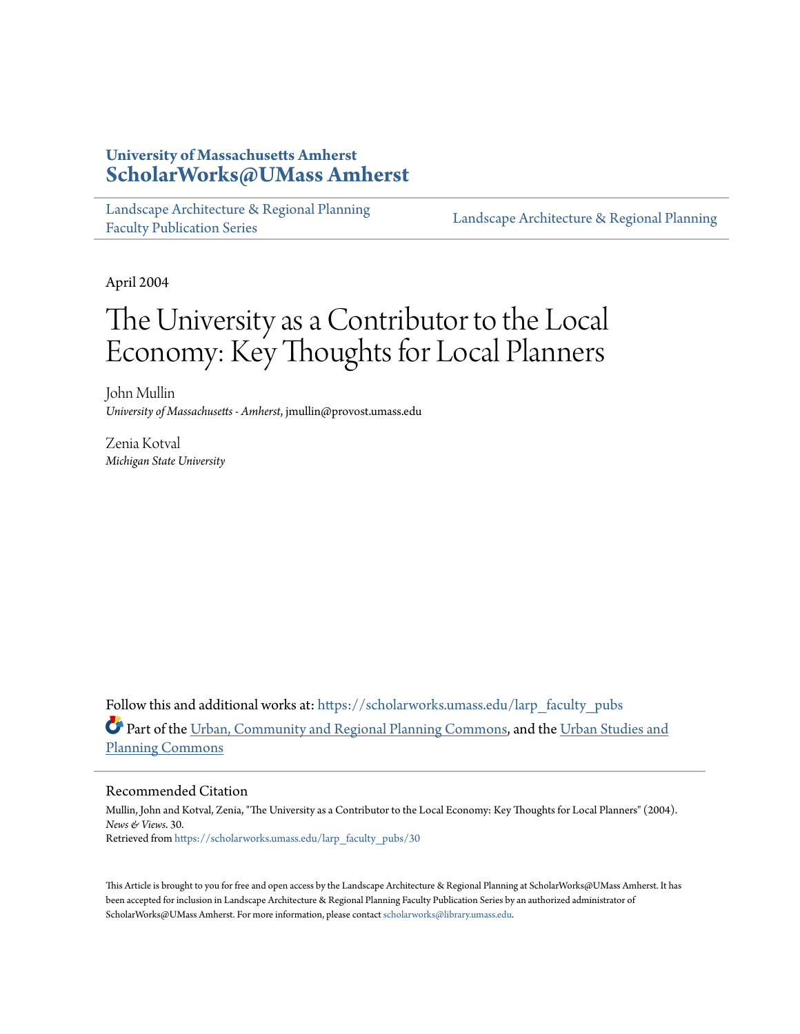University of Massachusetts Amherst
**ScholarWorks@UMass Amherst**

Landscape Architecture & Regional Planning Faculty Publication Series | Landscape Architecture & Regional Planning

April 2004

# The University as a Contributor to the Local Economy: Key Thoughts for Local Planners

John Mullin
*University of Massachusetts - Amherst*, jmullin@provost.umass.edu

Zenia Kotval
*Michigan State University*

Follow this and additional works at: https://scholarworks.umass.edu/larp_faculty_pubs

Part of the Urban, Community and Regional Planning Commons, and the Urban Studies and Planning Commons

## Recommended Citation

Mullin, John and Kotval, Zenia, "The University as a Contributor to the Local Economy: Key Thoughts for Local Planners" (2004). *News & Views*. 30.
Retrieved from https://scholarworks.umass.edu/larp_faculty_pubs/30

This Article is brought to you for free and open access by the Landscape Architecture & Regional Planning at ScholarWorks@UMass Amherst. It has been accepted for inclusion in Landscape Architecture & Regional Planning Faculty Publication Series by an authorized administrator of ScholarWorks@UMass Amherst. For more information, please contact scholarworks@library.umass.edu.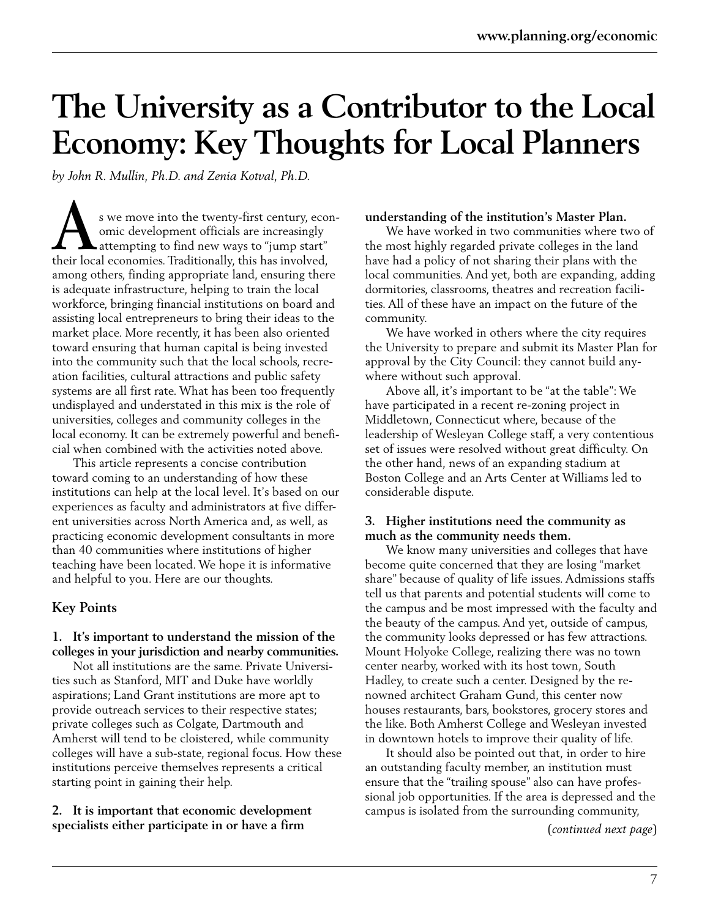# The University as a Contributor to the Local Economy: Key Thoughts for Local Planners

*by John R. Mullin, Ph.D. and Zenia Kotval, Ph.D.*

As we move into the twenty-first century, economic development officials are increasingly attempting to find new ways to "jump start" their local economies. Traditionally, this has involved, among others, finding appropriate land, ensuring there is adequate infrastructure, helping to train the local workforce, bringing financial institutions on board and assisting local entrepreneurs to bring their ideas to the market place. More recently, it has been also oriented toward ensuring that human capital is being invested into the community such that the local schools, recreation facilities, cultural attractions and public safety systems are all first rate. What has been too frequently undisplayed and understated in this mix is the role of universities, colleges and community colleges in the local economy. It can be extremely powerful and beneficial when combined with the activities noted above.

This article represents a concise contribution toward coming to an understanding of how these institutions can help at the local level. It's based on our experiences as faculty and administrators at five different universities across North America and, as well, as practicing economic development consultants in more than 40 communities where institutions of higher teaching have been located. We hope it is informative and helpful to you. Here are our thoughts.

## Key Points

**1. It's important to understand the mission of the colleges in your jurisdiction and nearby communities.**

Not all institutions are the same. Private Universities such as Stanford, MIT and Duke have worldly aspirations; Land Grant institutions are more apt to provide outreach services to their respective states; private colleges such as Colgate, Dartmouth and Amherst will tend to be cloistered, while community colleges will have a sub-state, regional focus. How these institutions perceive themselves represents a critical starting point in gaining their help.

**2. It is important that economic development specialists either participate in or have a firm understanding of the institution's Master Plan.**

We have worked in two communities where two of the most highly regarded private colleges in the land have had a policy of not sharing their plans with the local communities. And yet, both are expanding, adding dormitories, classrooms, theatres and recreation facilities. All of these have an impact on the future of the community.

We have worked in others where the city requires the University to prepare and submit its Master Plan for approval by the City Council: they cannot build anywhere without such approval.

Above all, it's important to be "at the table": We have participated in a recent re-zoning project in Middletown, Connecticut where, because of the leadership of Wesleyan College staff, a very contentious set of issues were resolved without great difficulty. On the other hand, news of an expanding stadium at Boston College and an Arts Center at Williams led to considerable dispute.

**3. Higher institutions need the community as much as the community needs them.**

We know many universities and colleges that have become quite concerned that they are losing "market share" because of quality of life issues. Admissions staffs tell us that parents and potential students will come to the campus and be most impressed with the faculty and the beauty of the campus. And yet, outside of campus, the community looks depressed or has few attractions. Mount Holyoke College, realizing there was no town center nearby, worked with its host town, South Hadley, to create such a center. Designed by the renowned architect Graham Gund, this center now houses restaurants, bars, bookstores, grocery stores and the like. Both Amherst College and Wesleyan invested in downtown hotels to improve their quality of life.

It should also be pointed out that, in order to hire an outstanding faculty member, an institution must ensure that the "trailing spouse" also can have professional job opportunities. If the area is depressed and the campus is isolated from the surrounding community,

(*continued next page*)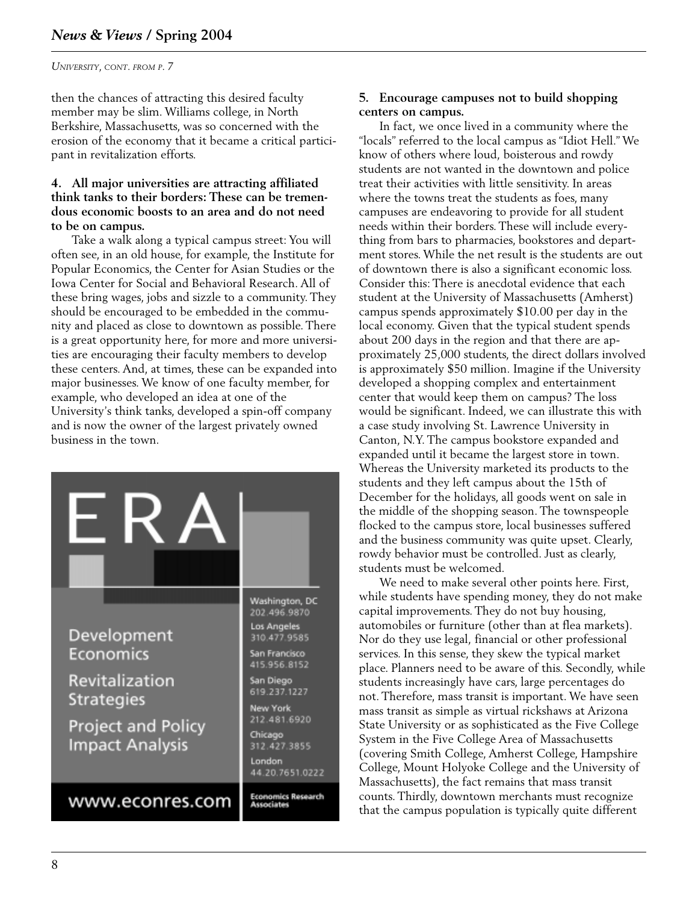*UNIVERSITY, CONT. FROM P. 7*

then the chances of attracting this desired faculty member may be slim. Williams college, in North Berkshire, Massachusetts, was so concerned with the erosion of the economy that it became a critical participant in revitalization efforts.

**4. All major universities are attracting affiliated think tanks to their borders: These can be tremendous economic boosts to an area and do not need to be on campus.**

Take a walk along a typical campus street: You will often see, in an old house, for example, the Institute for Popular Economics, the Center for Asian Studies or the Iowa Center for Social and Behavioral Research. All of these bring wages, jobs and sizzle to a community. They should be encouraged to be embedded in the community and placed as close to downtown as possible. There is a great opportunity here, for more and more universities are encouraging their faculty members to develop these centers. And, at times, these can be expanded into major businesses. We know of one faculty member, for example, who developed an idea at one of the University's think tanks, developed a spin-off company and is now the owner of the largest privately owned business in the town.

ERA

Development Economics

Revitalization Strategies

Project and Policy Impact Analysis

www.econres.com

Washington, DC 202.496.9870
Los Angeles 310.477.9585
San Francisco 415.956.8152
San Diego 619.237.1227
New York 212.481.6920
Chicago 312.427.3855
London 44.20.7651.0222

Economics Research Associates

**5. Encourage campuses not to build shopping centers on campus.**

In fact, we once lived in a community where the "locals" referred to the local campus as "Idiot Hell." We know of others where loud, boisterous and rowdy students are not wanted in the downtown and police treat their activities with little sensitivity. In areas where the towns treat the students as foes, many campuses are endeavoring to provide for all student needs within their borders. These will include everything from bars to pharmacies, bookstores and department stores. While the net result is the students are out of downtown there is also a significant economic loss. Consider this: There is anecdotal evidence that each student at the University of Massachusetts (Amherst) campus spends approximately $10.00 per day in the local economy. Given that the typical student spends about 200 days in the region and that there are approximately 25,000 students, the direct dollars involved is approximately $50 million. Imagine if the University developed a shopping complex and entertainment center that would keep them on campus? The loss would be significant. Indeed, we can illustrate this with a case study involving St. Lawrence University in Canton, N.Y. The campus bookstore expanded and expanded until it became the largest store in town. Whereas the University marketed its products to the students and they left campus about the 15th of December for the holidays, all goods went on sale in the middle of the shopping season. The townspeople flocked to the campus store, local businesses suffered and the business community was quite upset. Clearly, rowdy behavior must be controlled. Just as clearly, students must be welcomed.

We need to make several other points here. First, while students have spending money, they do not make capital improvements. They do not buy housing, automobiles or furniture (other than at flea markets). Nor do they use legal, financial or other professional services. In this sense, they skew the typical market place. Planners need to be aware of this. Secondly, while students increasingly have cars, large percentages do not. Therefore, mass transit is important. We have seen mass transit as simple as virtual rickshaws at Arizona State University or as sophisticated as the Five College System in the Five College Area of Massachusetts (covering Smith College, Amherst College, Hampshire College, Mount Holyoke College and the University of Massachusetts), the fact remains that mass transit counts. Thirdly, downtown merchants must recognize that the campus population is typically quite different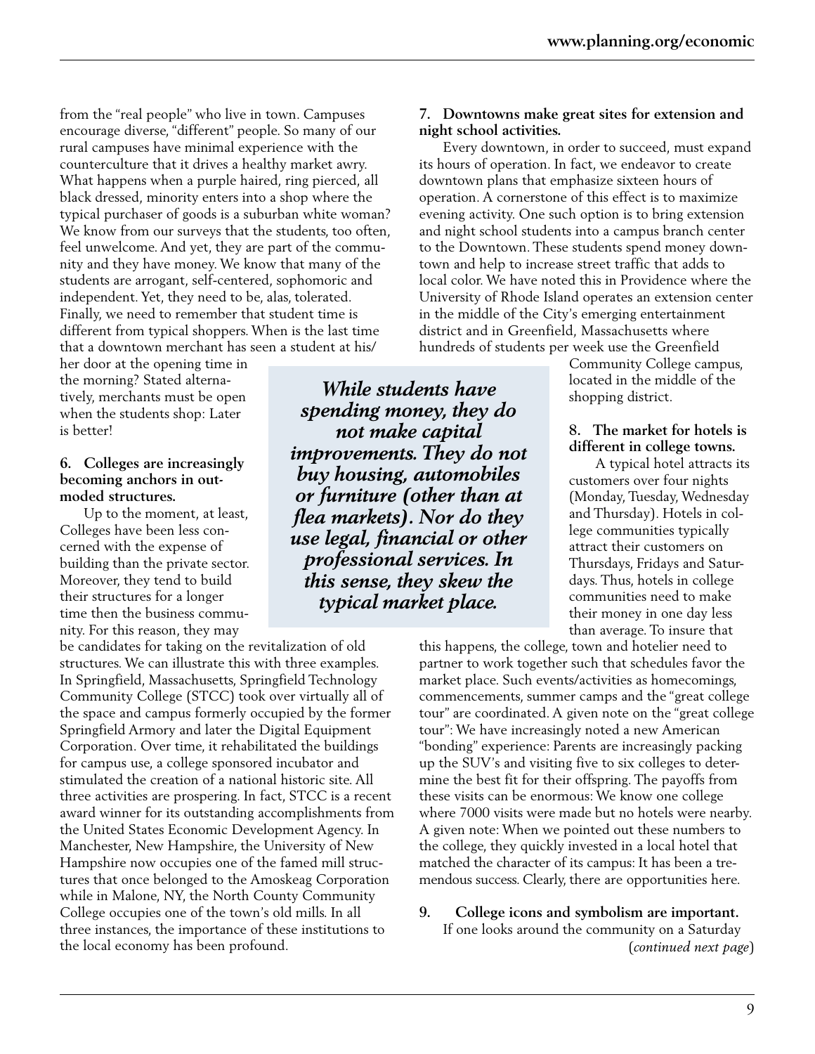from the "real people" who live in town. Campuses encourage diverse, "different" people. So many of our rural campuses have minimal experience with the counterculture that it drives a healthy market awry. What happens when a purple haired, ring pierced, all black dressed, minority enters into a shop where the typical purchaser of goods is a suburban white woman? We know from our surveys that the students, too often, feel unwelcome. And yet, they are part of the community and they have money. We know that many of the students are arrogant, self-centered, sophomoric and independent. Yet, they need to be, alas, tolerated. Finally, we need to remember that student time is different from typical shoppers. When is the last time that a downtown merchant has seen a student at his/her door at the opening time in the morning? Stated alternatively, merchants must be open when the students shop: Later is better!

**6. Colleges are increasingly becoming anchors in outmoded structures.**

Up to the moment, at least, Colleges have been less concerned with the expense of building than the private sector. Moreover, they tend to build their structures for a longer time then the business community. For this reason, they may be candidates for taking on the revitalization of old structures. We can illustrate this with three examples. In Springfield, Massachusetts, Springfield Technology Community College (STCC) took over virtually all of the space and campus formerly occupied by the former Springfield Armory and later the Digital Equipment Corporation. Over time, it rehabilitated the buildings for campus use, a college sponsored incubator and stimulated the creation of a national historic site. All three activities are prospering. In fact, STCC is a recent award winner for its outstanding accomplishments from the United States Economic Development Agency. In Manchester, New Hampshire, the University of New Hampshire now occupies one of the famed mill structures that once belonged to the Amoskeag Corporation while in Malone, NY, the North County Community College occupies one of the town's old mills. In all three instances, the importance of these institutions to the local economy has been profound.

***While students have spending money, they do not make capital improvements. They do not buy housing, automobiles or furniture (other than at flea markets). Nor do they use legal, financial or other professional services. In this sense, they skew the typical market place.***

**7. Downtowns make great sites for extension and night school activities.**

Every downtown, in order to succeed, must expand its hours of operation. In fact, we endeavor to create downtown plans that emphasize sixteen hours of operation. A cornerstone of this effect is to maximize evening activity. One such option is to bring extension and night school students into a campus branch center to the Downtown. These students spend money downtown and help to increase street traffic that adds to local color. We have noted this in Providence where the University of Rhode Island operates an extension center in the middle of the City's emerging entertainment district and in Greenfield, Massachusetts where hundreds of students per week use the Greenfield Community College campus, located in the middle of the shopping district.

**8. The market for hotels is different in college towns.**

A typical hotel attracts its customers over four nights (Monday, Tuesday, Wednesday and Thursday). Hotels in college communities typically attract their customers on Thursdays, Fridays and Saturdays. Thus, hotels in college communities need to make their money in one day less than average. To insure that this happens, the college, town and hotelier need to partner to work together such that schedules favor the market place. Such events/activities as homecomings, commencements, summer camps and the "great college tour" are coordinated. A given note on the "great college tour": We have increasingly noted a new American "bonding" experience: Parents are increasingly packing up the SUV's and visiting five to six colleges to determine the best fit for their offspring. The payoffs from these visits can be enormous: We know one college where 7000 visits were made but no hotels were nearby. A given note: When we pointed out these numbers to the college, they quickly invested in a local hotel that matched the character of its campus: It has been a tremendous success. Clearly, there are opportunities here.

**9. College icons and symbolism are important.**

If one looks around the community on a Saturday

(*continued next page*)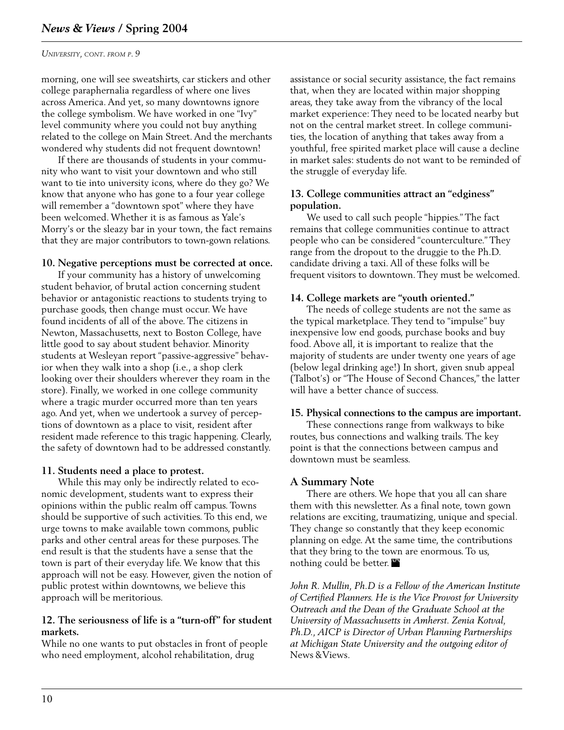*UNIVERSITY, CONT. FROM P. 9*

morning, one will see sweatshirts, car stickers and other college paraphernalia regardless of where one lives across America. And yet, so many downtowns ignore the college symbolism. We have worked in one "Ivy" level community where you could not buy anything related to the college on Main Street. And the merchants wondered why students did not frequent downtown!

If there are thousands of students in your community who want to visit your downtown and who still want to tie into university icons, where do they go? We know that anyone who has gone to a four year college will remember a "downtown spot" where they have been welcomed. Whether it is as famous as Yale's Morry's or the sleazy bar in your town, the fact remains that they are major contributors to town-gown relations.

**10. Negative perceptions must be corrected at once.**

If your community has a history of unwelcoming student behavior, of brutal action concerning student behavior or antagonistic reactions to students trying to purchase goods, then change must occur. We have found incidents of all of the above. The citizens in Newton, Massachusetts, next to Boston College, have little good to say about student behavior. Minority students at Wesleyan report "passive-aggressive" behavior when they walk into a shop (i.e., a shop clerk looking over their shoulders wherever they roam in the store). Finally, we worked in one college community where a tragic murder occurred more than ten years ago. And yet, when we undertook a survey of perceptions of downtown as a place to visit, resident after resident made reference to this tragic happening. Clearly, the safety of downtown had to be addressed constantly.

**11. Students need a place to protest.**

While this may only be indirectly related to economic development, students want to express their opinions within the public realm off campus. Towns should be supportive of such activities. To this end, we urge towns to make available town commons, public parks and other central areas for these purposes. The end result is that the students have a sense that the town is part of their everyday life. We know that this approach will not be easy. However, given the notion of public protest within downtowns, we believe this approach will be meritorious.

**12. The seriousness of life is a "turn-off" for student markets.**

While no one wants to put obstacles in front of people who need employment, alcohol rehabilitation, drug assistance or social security assistance, the fact remains that, when they are located within major shopping areas, they take away from the vibrancy of the local market experience: They need to be located nearby but not on the central market street. In college communities, the location of anything that takes away from a youthful, free spirited market place will cause a decline in market sales: students do not want to be reminded of the struggle of everyday life.

**13. College communities attract an "edginess" population.**

We used to call such people "hippies." The fact remains that college communities continue to attract people who can be considered "counterculture." They range from the dropout to the druggie to the Ph.D. candidate driving a taxi. All of these folks will be frequent visitors to downtown. They must be welcomed.

**14. College markets are "youth oriented."**

The needs of college students are not the same as the typical marketplace. They tend to "impulse" buy inexpensive low end goods, purchase books and buy food. Above all, it is important to realize that the majority of students are under twenty one years of age (below legal drinking age!) In short, given snub appeal (Talbot's) or "The House of Second Chances," the latter will have a better chance of success.

**15. Physical connections to the campus are important.**

These connections range from walkways to bike routes, bus connections and walking trails. The key point is that the connections between campus and downtown must be seamless.

## A Summary Note

There are others. We hope that you all can share them with this newsletter. As a final note, town gown relations are exciting, traumatizing, unique and special. They change so constantly that they keep economic planning on edge. At the same time, the contributions that they bring to the town are enormous. To us, nothing could be better.

*John R. Mullin, Ph.D is a Fellow of the American Institute of Certified Planners. He is the Vice Provost for University Outreach and the Dean of the Graduate School at the University of Massachusetts in Amherst. Zenia Kotval, Ph.D., AICP is Director of Urban Planning Partnerships at Michigan State University and the outgoing editor of* News &Views.